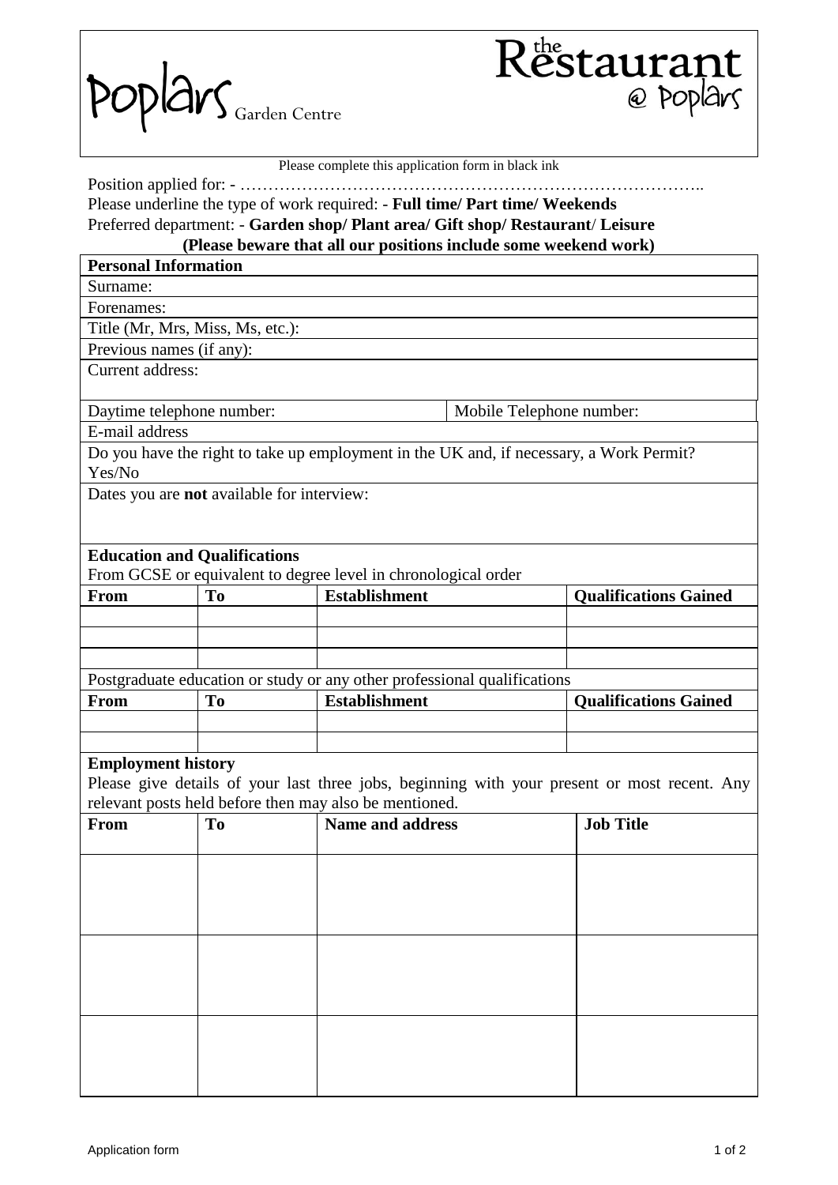Poplars Garden Centre

The Restaurant @ Poplars

Please complete this application form in black ink

Position applied for: - ………………………………………………………………………..

Please underline the type of work required: - **Full time/ Part time/ Weekends**

Preferred department: - **Garden shop/ Plant area/ Gift shop/ Restaurant/ Leisure**

**(Please beware that all our positions include some weekend work)**

## Personal Information

| | |
|---|---|
| Surname: | |
| Forenames: | |
| Title (Mr, Mrs, Miss, Ms, etc.): | |
| Previous names (if any): | |
| Current address: | |
| Daytime telephone number: | Mobile Telephone number: |
| E-mail address | |
| Do you have the right to take up employment in the UK and, if necessary, a Work Permit? Yes/No | |
| Dates you are **not** available for interview: | |

## Education and Qualifications

From GCSE or equivalent to degree level in chronological order

| From | To | Establishment | Qualifications Gained |
|---|---|---|---|
| | | | |
| | | | |
| | | | |

Postgraduate education or study or any other professional qualifications

| From | To | Establishment | Qualifications Gained |
|---|---|---|---|
| | | | |
| | | | |

## Employment history

Please give details of your last three jobs, beginning with your present or most recent. Any relevant posts held before then may also be mentioned.

| From | To | Name and address | Job Title |
|---|---|---|---|
| | | | |
| | | | |
| | | | |

Application form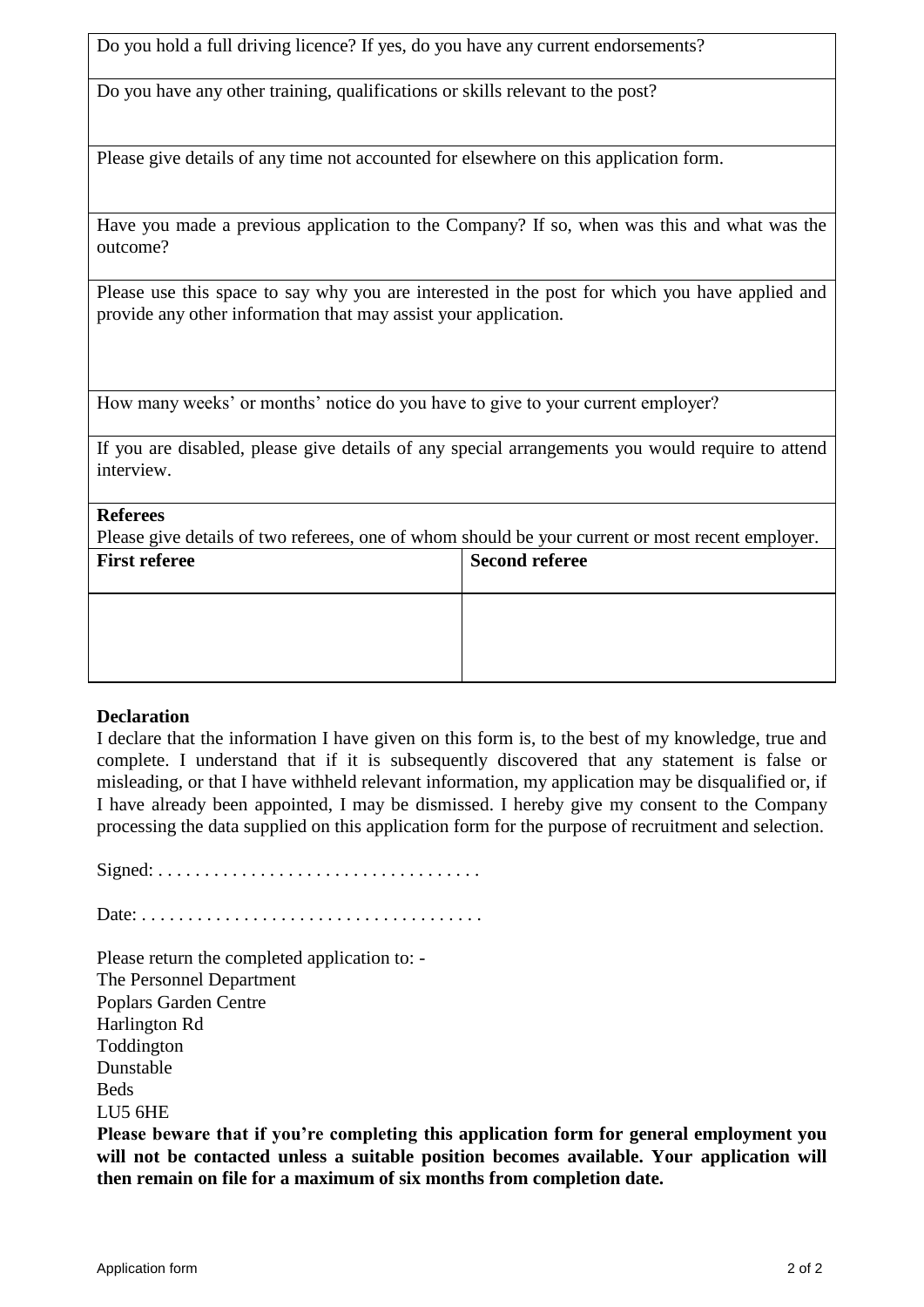| |
|---|
| Do you hold a full driving licence? If yes, do you have any current endorsements? |
| Do you have any other training, qualifications or skills relevant to the post? |
| Please give details of any time not accounted for elsewhere on this application form. |
| Have you made a previous application to the Company? If so, when was this and what was the outcome? |
| Please use this space to say why you are interested in the post for which you have applied and provide any other information that may assist your application. |
| How many weeks' or months' notice do you have to give to your current employer? |
| If you are disabled, please give details of any special arrangements you would require to attend interview. |

**Referees**

Please give details of two referees, one of whom should be your current or most recent employer.

| **First referee** | **Second referee** |
|---|---|
| | |

**Declaration**

I declare that the information I have given on this form is, to the best of my knowledge, true and complete. I understand that if it is subsequently discovered that any statement is false or misleading, or that I have withheld relevant information, my application may be disqualified or, if I have already been appointed, I may be dismissed. I hereby give my consent to the Company processing the data supplied on this application form for the purpose of recruitment and selection.

Signed: . . . . . . . . . . . . . . . . . . . . . . . . . . . . . . . . . .

Date: . . . . . . . . . . . . . . . . . . . . . . . . . . . . . . . . . . . . .

Please return the completed application to: -
The Personnel Department
Poplars Garden Centre
Harlington Rd
Toddington
Dunstable
Beds
LU5 6HE

**Please beware that if you're completing this application form for general employment you will not be contacted unless a suitable position becomes available. Your application will then remain on file for a maximum of six months from completion date.**